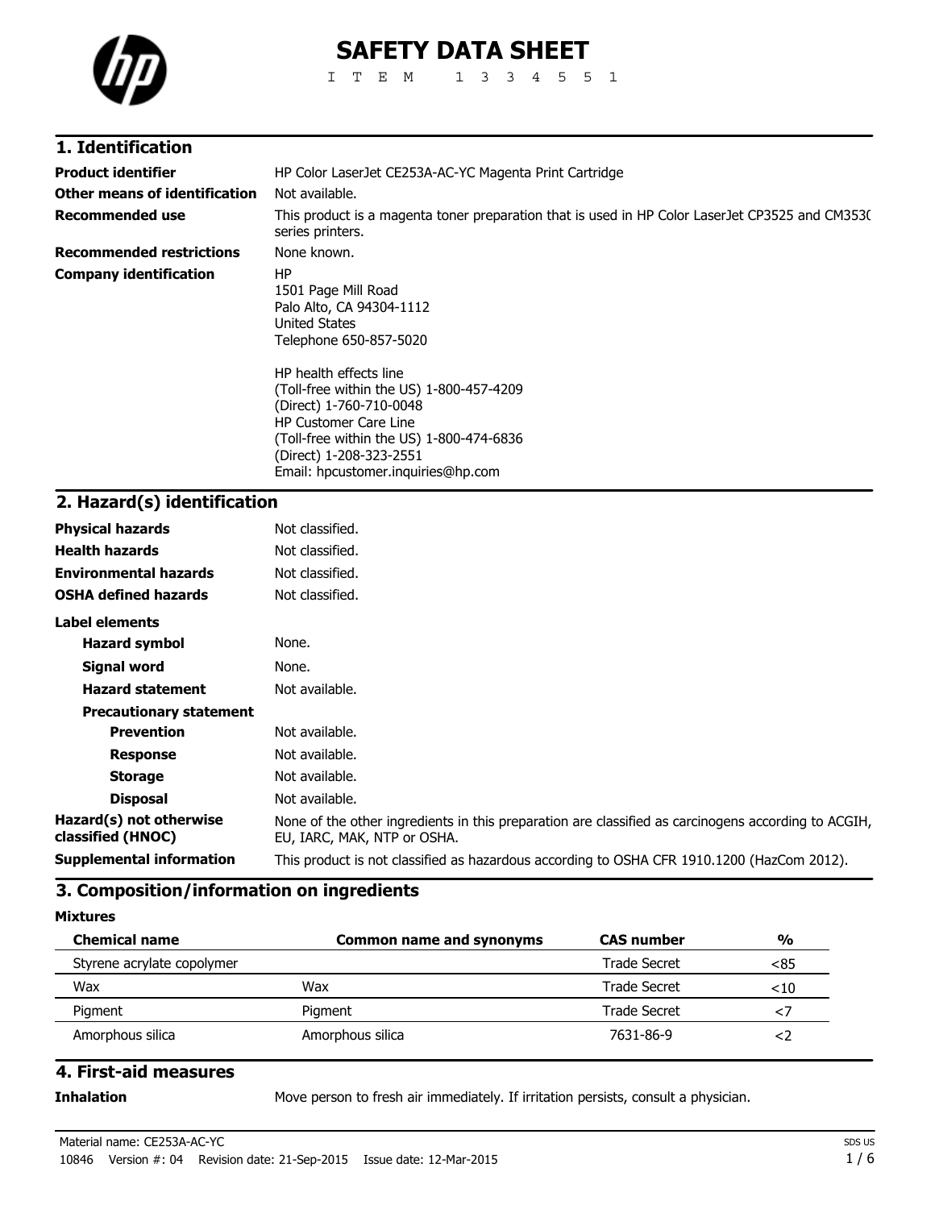# SAFETY DATA SHEET

ITEM 1334551

## 1. Identification

| | |
|---|---|
| **Product identifier** | HP Color LaserJet CE253A-AC-YC Magenta Print Cartridge |
| **Other means of identification** | Not available. |
| **Recommended use** | This product is a magenta toner preparation that is used in HP Color LaserJet CP3525 and CM3530 series printers. |
| **Recommended restrictions** | None known. |
| **Company identification** | HP<br>1501 Page Mill Road<br>Palo Alto, CA 94304-1112<br>United States<br>Telephone 650-857-5020<br><br>HP health effects line<br>(Toll-free within the US) 1-800-457-4209<br>(Direct) 1-760-710-0048<br>HP Customer Care Line<br>(Toll-free within the US) 1-800-474-6836<br>(Direct) 1-208-323-2551<br>Email: hpcustomer.inquiries@hp.com |

## 2. Hazard(s) identification

| | |
|---|---|
| **Physical hazards** | Not classified. |
| **Health hazards** | Not classified. |
| **Environmental hazards** | Not classified. |
| **OSHA defined hazards** | Not classified. |

**Label elements**

| | |
|---|---|
| **Hazard symbol** | None. |
| **Signal word** | None. |
| **Hazard statement** | Not available. |

**Precautionary statement**

| | |
|---|---|
| **Prevention** | Not available. |
| **Response** | Not available. |
| **Storage** | Not available. |
| **Disposal** | Not available. |
| **Hazard(s) not otherwise classified (HNOC)** | None of the other ingredients in this preparation are classified as carcinogens according to ACGIH, EU, IARC, MAK, NTP or OSHA. |
| **Supplemental information** | This product is not classified as hazardous according to OSHA CFR 1910.1200 (HazCom 2012). |

## 3. Composition/information on ingredients

**Mixtures**

| Chemical name | Common name and synonyms | CAS number | % |
|---|---|---|---|
| Styrene acrylate copolymer | | Trade Secret | <85 |
| Wax | Wax | Trade Secret | <10 |
| Pigment | Pigment | Trade Secret | <7 |
| Amorphous silica | Amorphous silica | 7631-86-9 | <2 |

## 4. First-aid measures

| | |
|---|---|
| **Inhalation** | Move person to fresh air immediately. If irritation persists, consult a physician. |

Material name: CE253A-AC-YC

10846 Version #: 04 Revision date: 21-Sep-2015 Issue date: 12-Mar-2015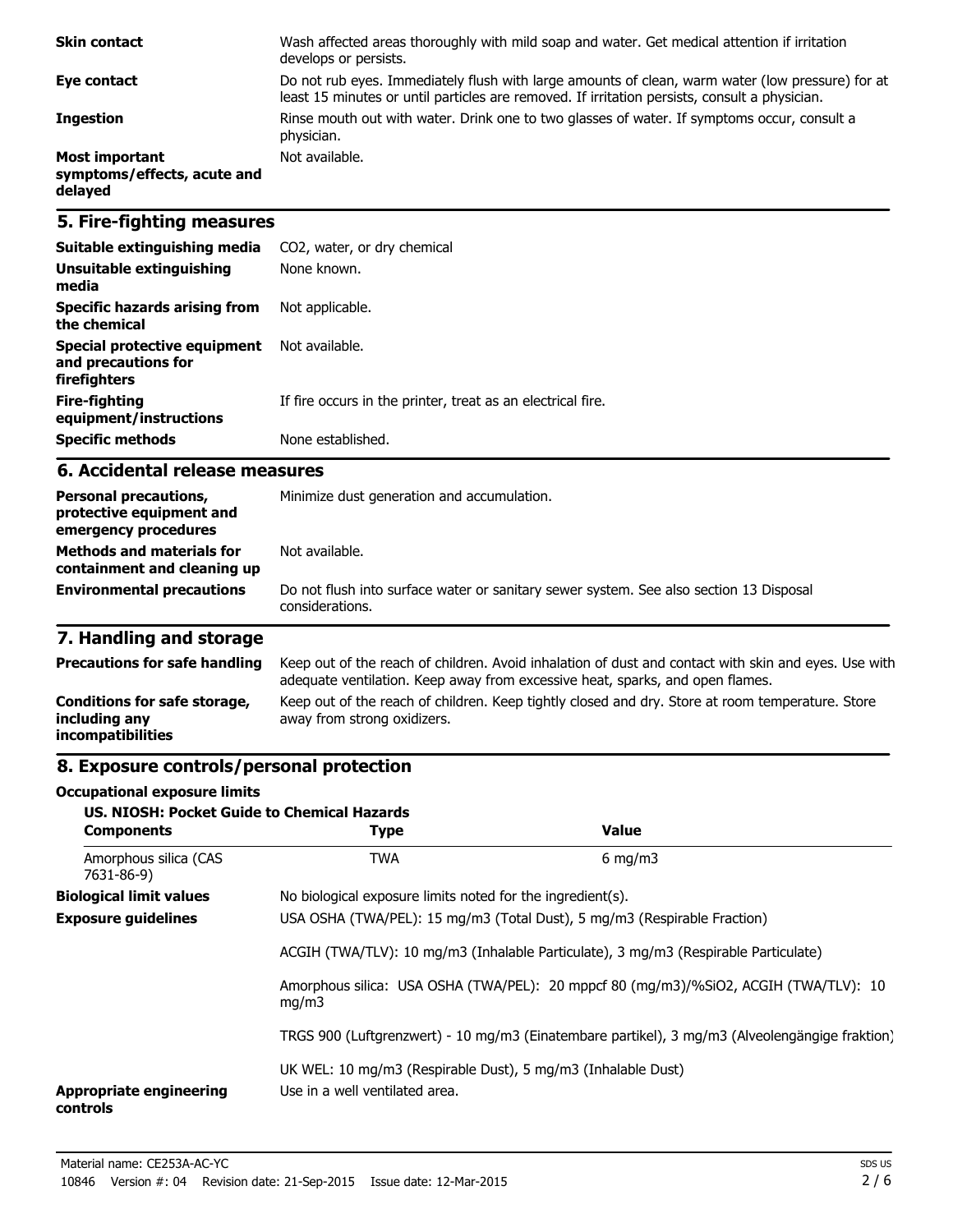| | |
|---|---|
| **Skin contact** | Wash affected areas thoroughly with mild soap and water. Get medical attention if irritation develops or persists. |
| **Eye contact** | Do not rub eyes. Immediately flush with large amounts of clean, warm water (low pressure) for at least 15 minutes or until particles are removed. If irritation persists, consult a physician. |
| **Ingestion** | Rinse mouth out with water. Drink one to two glasses of water. If symptoms occur, consult a physician. |
| **Most important symptoms/effects, acute and delayed** | Not available. |

## 5. Fire-fighting measures

| | |
|---|---|
| **Suitable extinguishing media** | CO2, water, or dry chemical |
| **Unsuitable extinguishing media** | None known. |
| **Specific hazards arising from the chemical** | Not applicable. |
| **Special protective equipment and precautions for firefighters** | Not available. |
| **Fire-fighting equipment/instructions** | If fire occurs in the printer, treat as an electrical fire. |
| **Specific methods** | None established. |

## 6. Accidental release measures

| | |
|---|---|
| **Personal precautions, protective equipment and emergency procedures** | Minimize dust generation and accumulation. |
| **Methods and materials for containment and cleaning up** | Not available. |
| **Environmental precautions** | Do not flush into surface water or sanitary sewer system. See also section 13 Disposal considerations. |

## 7. Handling and storage

| | |
|---|---|
| **Precautions for safe handling** | Keep out of the reach of children. Avoid inhalation of dust and contact with skin and eyes. Use with adequate ventilation. Keep away from excessive heat, sparks, and open flames. |
| **Conditions for safe storage, including any incompatibilities** | Keep out of the reach of children. Keep tightly closed and dry. Store at room temperature. Store away from strong oxidizers. |

## 8. Exposure controls/personal protection

**Occupational exposure limits**

**US. NIOSH: Pocket Guide to Chemical Hazards**

| Components | Type | Value |
|---|---|---|
| Amorphous silica (CAS 7631-86-9) | TWA | 6 mg/m3 |

**Biological limit values** No biological exposure limits noted for the ingredient(s).

**Exposure guidelines** USA OSHA (TWA/PEL): 15 mg/m3 (Total Dust), 5 mg/m3 (Respirable Fraction)

ACGIH (TWA/TLV): 10 mg/m3 (Inhalable Particulate), 3 mg/m3 (Respirable Particulate)

Amorphous silica: USA OSHA (TWA/PEL): 20 mppcf 80 (mg/m3)/%SiO2, ACGIH (TWA/TLV): 10 mg/m3

TRGS 900 (Luftgrenzwert) - 10 mg/m3 (Einatembare partikel), 3 mg/m3 (Alveolengängige fraktion)

UK WEL: 10 mg/m3 (Respirable Dust), 5 mg/m3 (Inhalable Dust)

**Appropriate engineering controls** Use in a well ventilated area.

Material name: CE253A-AC-YC

10846 Version #: 04 Revision date: 21-Sep-2015 Issue date: 12-Mar-2015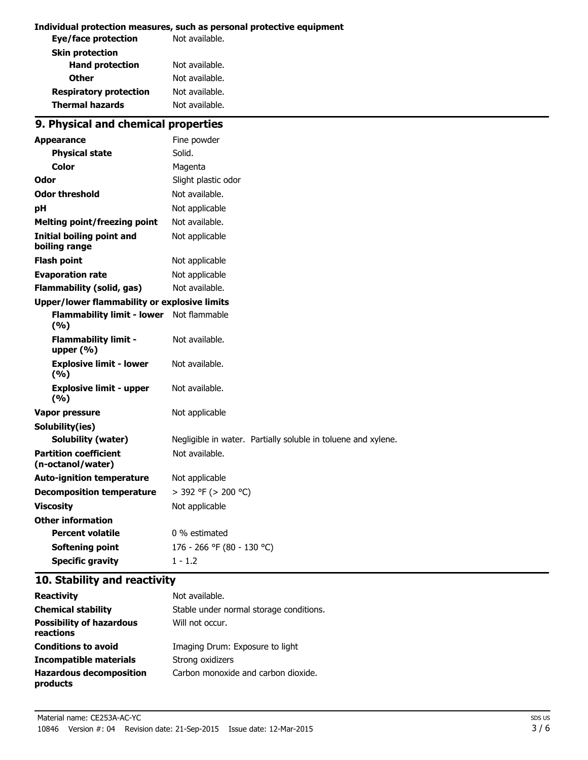**Individual protection measures, such as personal protective equipment**

| | |
|---|---|
| **Eye/face protection** | Not available. |
| **Skin protection** | |
| **Hand protection** | Not available. |
| **Other** | Not available. |
| **Respiratory protection** | Not available. |
| **Thermal hazards** | Not available. |

## 9. Physical and chemical properties

| | |
|---|---|
| **Appearance** | Fine powder |
| **Physical state** | Solid. |
| **Color** | Magenta |
| **Odor** | Slight plastic odor |
| **Odor threshold** | Not available. |
| **pH** | Not applicable |
| **Melting point/freezing point** | Not available. |
| **Initial boiling point and boiling range** | Not applicable |
| **Flash point** | Not applicable |
| **Evaporation rate** | Not applicable |
| **Flammability (solid, gas)** | Not available. |
| **Upper/lower flammability or explosive limits** | |
| **Flammability limit - lower (%)** | Not flammable |
| **Flammability limit - upper (%)** | Not available. |
| **Explosive limit - lower (%)** | Not available. |
| **Explosive limit - upper (%)** | Not available. |
| **Vapor pressure** | Not applicable |
| **Solubility(ies)** | |
| **Solubility (water)** | Negligible in water. Partially soluble in toluene and xylene. |
| **Partition coefficient (n-octanol/water)** | Not available. |
| **Auto-ignition temperature** | Not applicable |
| **Decomposition temperature** | > 392 °F (> 200 °C) |
| **Viscosity** | Not applicable |
| **Other information** | |
| **Percent volatile** | 0 % estimated |
| **Softening point** | 176 - 266 °F (80 - 130 °C) |
| **Specific gravity** | 1 - 1.2 |

## 10. Stability and reactivity

| | |
|---|---|
| **Reactivity** | Not available. |
| **Chemical stability** | Stable under normal storage conditions. |
| **Possibility of hazardous reactions** | Will not occur. |
| **Conditions to avoid** | Imaging Drum: Exposure to light |
| **Incompatible materials** | Strong oxidizers |
| **Hazardous decomposition products** | Carbon monoxide and carbon dioxide. |

Material name: CE253A-AC-YC

10846 Version #: 04 Revision date: 21-Sep-2015 Issue date: 12-Mar-2015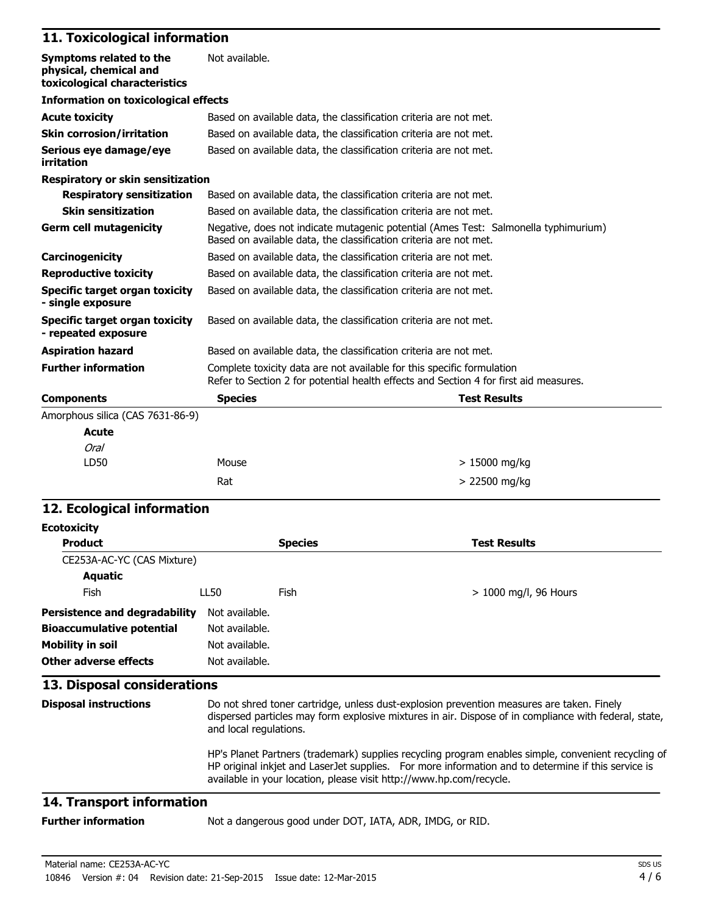## 11. Toxicological information

| | |
|---|---|
| **Symptoms related to the physical, chemical and toxicological characteristics** | Not available. |

**Information on toxicological effects**

| | |
|---|---|
| **Acute toxicity** | Based on available data, the classification criteria are not met. |
| **Skin corrosion/irritation** | Based on available data, the classification criteria are not met. |
| **Serious eye damage/eye irritation** | Based on available data, the classification criteria are not met. |

**Respiratory or skin sensitization**

| | |
|---|---|
| **Respiratory sensitization** | Based on available data, the classification criteria are not met. |
| **Skin sensitization** | Based on available data, the classification criteria are not met. |
| **Germ cell mutagenicity** | Negative, does not indicate mutagenic potential (Ames Test: Salmonella typhimurium) Based on available data, the classification criteria are not met. |
| **Carcinogenicity** | Based on available data, the classification criteria are not met. |
| **Reproductive toxicity** | Based on available data, the classification criteria are not met. |
| **Specific target organ toxicity - single exposure** | Based on available data, the classification criteria are not met. |
| **Specific target organ toxicity - repeated exposure** | Based on available data, the classification criteria are not met. |
| **Aspiration hazard** | Based on available data, the classification criteria are not met. |
| **Further information** | Complete toxicity data are not available for this specific formulation<br>Refer to Section 2 for potential health effects and Section 4 for first aid measures. |

| Components | Species | Test Results |
|---|---|---|
| Amorphous silica (CAS 7631-86-9) | | |
| **Acute** | | |
| *Oral* | | |
| LD50 | Mouse | > 15000 mg/kg |
| | Rat | > 22500 mg/kg |

## 12. Ecological information

**Ecotoxicity**

| Product | | Species | Test Results |
|---|---|---|---|
| CE253A-AC-YC (CAS Mixture) | | | |
| **Aquatic** | | | |
| Fish | LL50 | Fish | > 1000 mg/l, 96 Hours |

| | |
|---|---|
| **Persistence and degradability** | Not available. |
| **Bioaccumulative potential** | Not available. |
| **Mobility in soil** | Not available. |
| **Other adverse effects** | Not available. |

## 13. Disposal considerations

**Disposal instructions**

Do not shred toner cartridge, unless dust-explosion prevention measures are taken. Finely dispersed particles may form explosive mixtures in air. Dispose of in compliance with federal, state, and local regulations.

HP's Planet Partners (trademark) supplies recycling program enables simple, convenient recycling of HP original inkjet and LaserJet supplies. For more information and to determine if this service is available in your location, please visit http://www.hp.com/recycle.

## 14. Transport information

**Further information** Not a dangerous good under DOT, IATA, ADR, IMDG, or RID.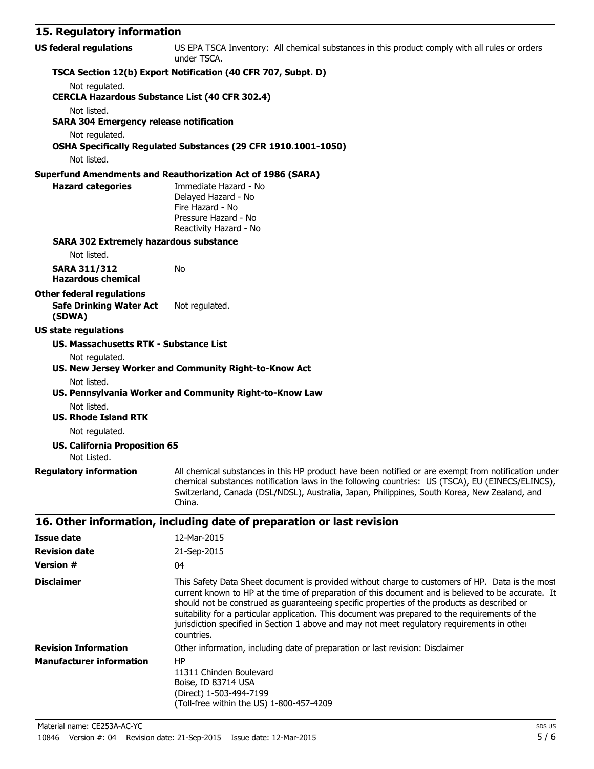## 15. Regulatory information

**US federal regulations** US EPA TSCA Inventory: All chemical substances in this product comply with all rules or orders under TSCA.

**TSCA Section 12(b) Export Notification (40 CFR 707, Subpt. D)**

Not regulated.

**CERCLA Hazardous Substance List (40 CFR 302.4)**

Not listed.

**SARA 304 Emergency release notification**

Not regulated.

**OSHA Specifically Regulated Substances (29 CFR 1910.1001-1050)**

Not listed.

**Superfund Amendments and Reauthorization Act of 1986 (SARA)**

**Hazard categories**
Immediate Hazard - No
Delayed Hazard - No
Fire Hazard - No
Pressure Hazard - No
Reactivity Hazard - No

**SARA 302 Extremely hazardous substance**

Not listed.

**SARA 311/312 Hazardous chemical** No

**Other federal regulations**

**Safe Drinking Water Act (SDWA)** Not regulated.

**US state regulations**

**US. Massachusetts RTK - Substance List**

Not regulated.

**US. New Jersey Worker and Community Right-to-Know Act**

Not listed.

**US. Pennsylvania Worker and Community Right-to-Know Law**

Not listed.

**US. Rhode Island RTK**

Not regulated.

**US. California Proposition 65**

Not Listed.

**Regulatory information** All chemical substances in this HP product have been notified or are exempt from notification under chemical substances notification laws in the following countries: US (TSCA), EU (EINECS/ELINCS), Switzerland, Canada (DSL/NDSL), Australia, Japan, Philippines, South Korea, New Zealand, and China.

## 16. Other information, including date of preparation or last revision

**Issue date** 12-Mar-2015

**Revision date** 21-Sep-2015

**Version #** 04

**Disclaimer** This Safety Data Sheet document is provided without charge to customers of HP. Data is the most current known to HP at the time of preparation of this document and is believed to be accurate. It should not be construed as guaranteeing specific properties of the products as described or suitability for a particular application. This document was prepared to the requirements of the jurisdiction specified in Section 1 above and may not meet regulatory requirements in other countries.

**Revision Information** Other information, including date of preparation or last revision: Disclaimer

**Manufacturer information**
HP
11311 Chinden Boulevard
Boise, ID 83714 USA
(Direct) 1-503-494-7199
(Toll-free within the US) 1-800-457-4209

Material name: CE253A-AC-YC
10846 Version #: 04 Revision date: 21-Sep-2015 Issue date: 12-Mar-2015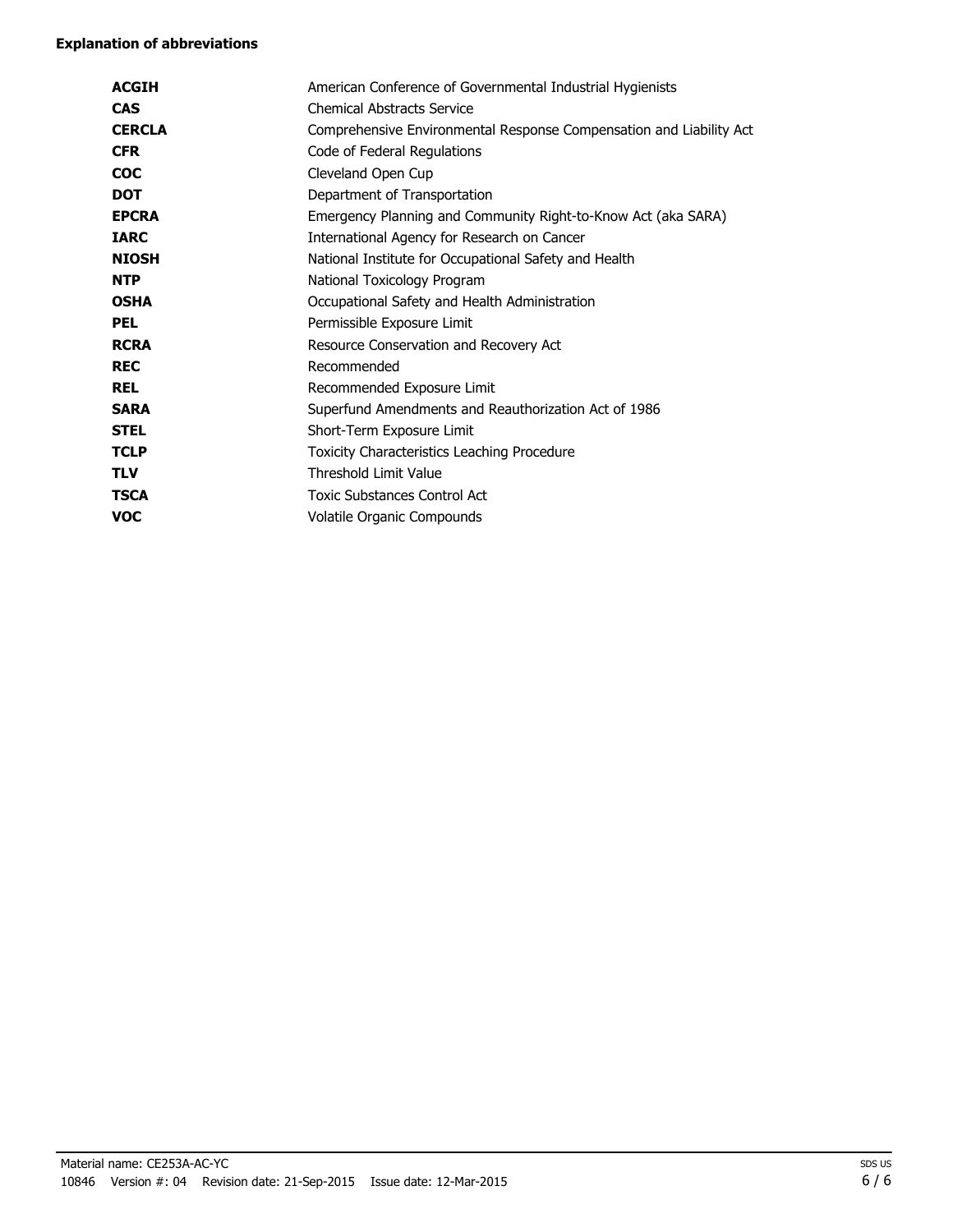**Explanation of abbreviations**

| | |
|---|---|
| **ACGIH** | American Conference of Governmental Industrial Hygienists |
| **CAS** | Chemical Abstracts Service |
| **CERCLA** | Comprehensive Environmental Response Compensation and Liability Act |
| **CFR** | Code of Federal Regulations |
| **COC** | Cleveland Open Cup |
| **DOT** | Department of Transportation |
| **EPCRA** | Emergency Planning and Community Right-to-Know Act (aka SARA) |
| **IARC** | International Agency for Research on Cancer |
| **NIOSH** | National Institute for Occupational Safety and Health |
| **NTP** | National Toxicology Program |
| **OSHA** | Occupational Safety and Health Administration |
| **PEL** | Permissible Exposure Limit |
| **RCRA** | Resource Conservation and Recovery Act |
| **REC** | Recommended |
| **REL** | Recommended Exposure Limit |
| **SARA** | Superfund Amendments and Reauthorization Act of 1986 |
| **STEL** | Short-Term Exposure Limit |
| **TCLP** | Toxicity Characteristics Leaching Procedure |
| **TLV** | Threshold Limit Value |
| **TSCA** | Toxic Substances Control Act |
| **VOC** | Volatile Organic Compounds |